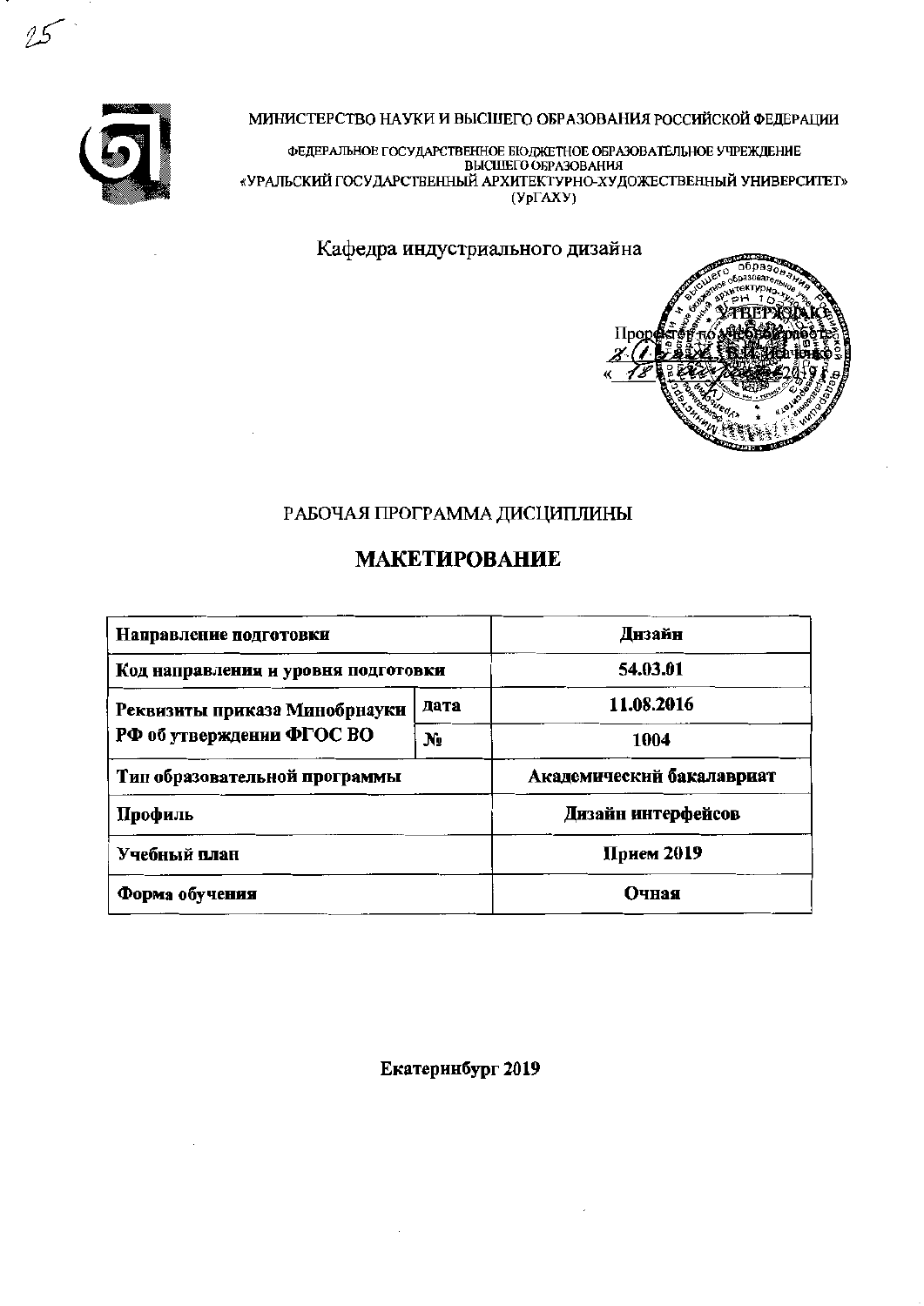МИНИСТЕРСТВО НАУКИ И ВЫСШЕГО ОБРАЗОВАНИЯ РОССИЙСКОЙ ФЕДЕРАЦИИ

ФЕДЕРАЛЬНОЕ ГОСУДАРСТВЕННОЕ БЮДЖЕТНОЕ ОБРАЗОВАТЕЛЬНОЕ УЧРЕЖДЕНИЕ
ВЫСШЕГО ОБРАЗОВАНИЯ
«УРАЛЬСКИЙ ГОСУДАРСТВЕННЫЙ АРХИТЕКТУРНО-ХУДОЖЕСТВЕННЫЙ УНИВЕРСИТЕТ»
(УрГАХУ)

Кафедра индустриального дизайна

УТВЕРЖДАЮ
Проректор по учебной работе
«18» 2019

РАБОЧАЯ ПРОГРАММА ДИСЦИПЛИНЫ

# МАКЕТИРОВАНИЕ

| | | |
|---|---|---|
| **Направление подготовки** | | **Дизайн** |
| **Код направления и уровня подготовки** | | **54.03.01** |
| **Реквизиты приказа Минобрнауки РФ об утверждении ФГОС ВО** | **дата** | **11.08.2016** |
| | **№** | **1004** |
| **Тип образовательной программы** | | **Академический бакалавриат** |
| **Профиль** | | **Дизайн интерфейсов** |
| **Учебный план** | | **Прием 2019** |
| **Форма обучения** | | **Очная** |

**Екатеринбург 2019**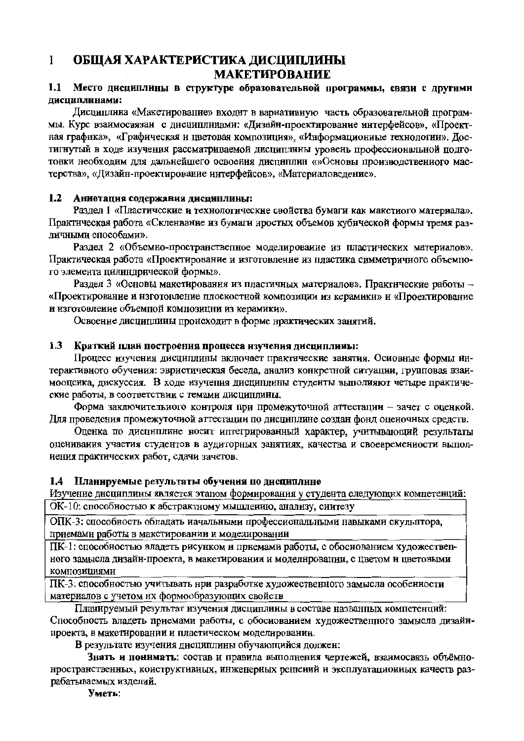# 1 ОБЩАЯ ХАРАКТЕРИСТИКА ДИСЦИПЛИНЫ МАКЕТИРОВАНИЕ

## 1.1 Место дисциплины в структуре образовательной программы, связи с другими дисциплинами:

Дисциплина «Макетирование» входит в вариативную часть образовательной программы. Курс взаимосвязан с дисциплинами: «Дизайн-проектирование интерфейсов», «Проектная графика», «Графическая и цветовая композиция», «Информационые технологии». Достигнутый в ходе изучения рассматриваемой дисциплины уровень профессиональной подготовки необходим для дальнейшего освоения дисциплин «»Основы производственного мастерства», «Дизайн-проектирование интерфейсов», «Материаловедение».

## 1.2 Аннотация содержания дисциплины:

Раздел 1 «Пластические и технологические свойства бумаги как макетного материала». Практическая работа «Склеивание из бумаги простых объемов кубической формы тремя различными способами».

Раздел 2 «Объемно-пространственное моделирование из пластических материалов». Практическая работа «Проектирование и изготовление из пластика симметричного объемного элемента цилиндрической формы».

Раздел 3 «Основы макетирования из пластичных материалов». Практические работы – «Проектирование и изготовление плоскостной композиции из керамики» и «Проектирование и изготовление объемной композиции из керамики».

Освоение дисциплины происходит в форме практических занятий.

## 1.3 Краткий план построения процесса изучения дисциплины:

Процесс изучения дисциплины включает практические занятия. Основные формы интерактивного обучения: эвристическая беседа, анализ конкретной ситуации, групповая взаимооценка, дискуссия. В ходе изучения дисциплины студенты выполняют четыре практические работы, в соответствии с темами дисциплины.

Форма заключительного контроля при промежуточной аттестации – зачет с оценкой. Для проведения промежуточной аттестации по дисциплине создан фонд оценочных средств.

Оценка по дисциплине носит интегрированный характер, учитывающий результаты оценивания участия студентов в аудиторных занятиях, качества и своевременности выполнения практических работ, сдачи зачетов.

## 1.4 Планируемые результаты обучения по дисциплине

Изучение дисциплины является этапом формирования у студента следующих компетенций:

| |
|---|
| ОК-10: способностью к абстрактному мышлению, анализу, синтезу |
| ОПК-3: способность обладать начальными профессиональными навыками скульптора, приемами работы в макетировании и моделировании |
| ПК-1: способностью владеть рисунком и приемами работы, с обоснованием художественного замысла дизайн-проекта, в макетировании и моделировании, с цветом и цветовыми композициями |
| ПК-3: способностью учитывать при разработке художественного замысла особенности материалов с учетом их формообразующих свойств |

Планируемый результат изучения дисциплины в составе названных компетенций: Способность владеть приемами работы, с обоснованием художественного замысла дизайн-проекта, в макетировании и пластическом моделировании.

В результате изучения дисциплины обучающийся должен:

**Знать и понимать**: состав и правила выполнения чертежей, взаимосвязь объёмно-пространственных, конструктивных, инженерных решений и эксплуатационных качеств разрабатываемых изделий.

**Уметь**: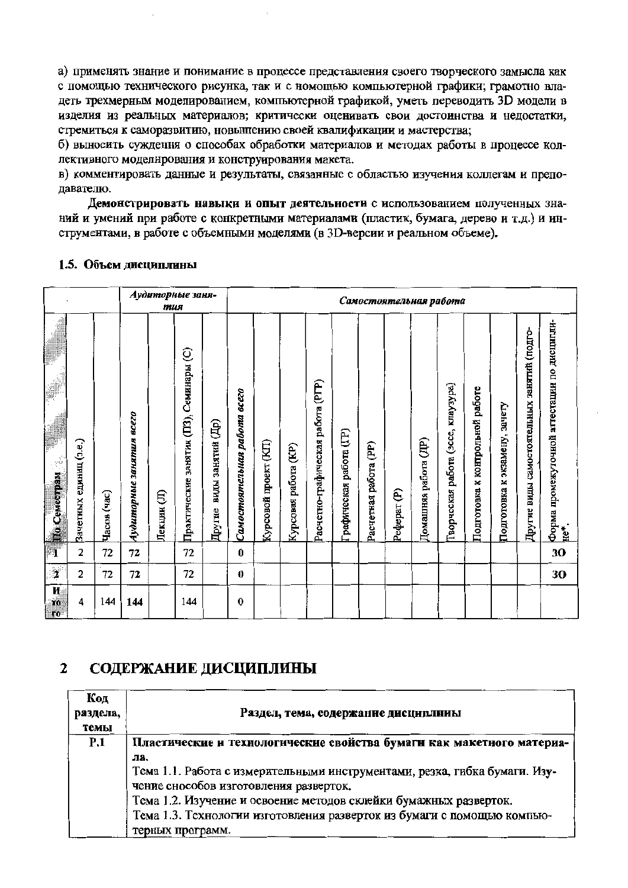а) применять знание и понимание в процессе представления своего творческого замысла как с помощью технического рисунка, так и с помощью компьютерной графики; грамотно владеть трехмерным моделированием, компьютерной графикой, уметь переводить 3D модели в изделия из реальных материалов; критически оценивать свои достоинства и недостатки, стремиться к саморазвитию, повышению своей квалификации и мастерства;

б) выносить суждения о способах обработки материалов и методах работы в процессе коллективного моделирования и конструирования макета.

в) комментировать данные и результаты, связанные с областью изучения коллегам и преподавателю.

**Демонстрировать навыки и опыт деятельности** с использованием полученных знаний и умений при работе с **конкретными материалами** (пластик, бумага, дерево и т.д.) и инструментами, в работе с **объемными моделями** (в 3D-версии и реальном объеме).

### 1.5. Объем дисциплины

| | | | *Аудиторные занятия* | | | | *Самостоятельная работа* | | | | | | | | | | | | | |
|---|---|---|---|---|---|---|---|---|---|---|---|---|---|---|---|---|---|---|---|---|
| № Семестра | Зачетных единиц (з.е.) | Часов (час) | *Аудиторные занятия всего* | Лекции (Л) | Практические занятия (ПЗ), Семинары (С) | Другие виды занятий (Др) | *Самостоятельная работа всего* | Курсовой проект (КП) | Курсовая работа (КР) | Расчетно-графическая работа (РГР) | Графическая работа (ГР) | Расчетная работа (РР) | Реферат (Р) | Домашняя работа (ДР) | Творческая работа (эссе, клаузура) | Подготовка к контрольной работе | Подготовка к экзамену, зачету | Другие виды самостоятельных занятий (подго- | Форма промежуточной аттестации по дисциплине* |
| 1 | 2 | 72 | 72 | | 72 | | 0 | | | | | | | | | | | | ЗО |
| 2 | 2 | 72 | 72 | | 72 | | 0 | | | | | | | | | | | | ЗО |
| Итого | 4 | 144 | 144 | | 144 | | 0 | | | | | | | | | | | | |

## 2 СОДЕРЖАНИЕ ДИСЦИПЛИНЫ

| Код раздела, темы | Раздел, тема, содержание дисциплины |
|---|---|
| Р.1 | **Пластические и технологические свойства бумаги как макетного материала.** Тема 1.1. Работа с измерительными инструментами, резка, гибка бумаги. Изучение способов изготовления разверток. Тема 1.2. Изучение и освоение методов склейки бумажных разверток. Тема 1.3. Технологии изготовления разверток из бумаги с помощью компьютерных программ. |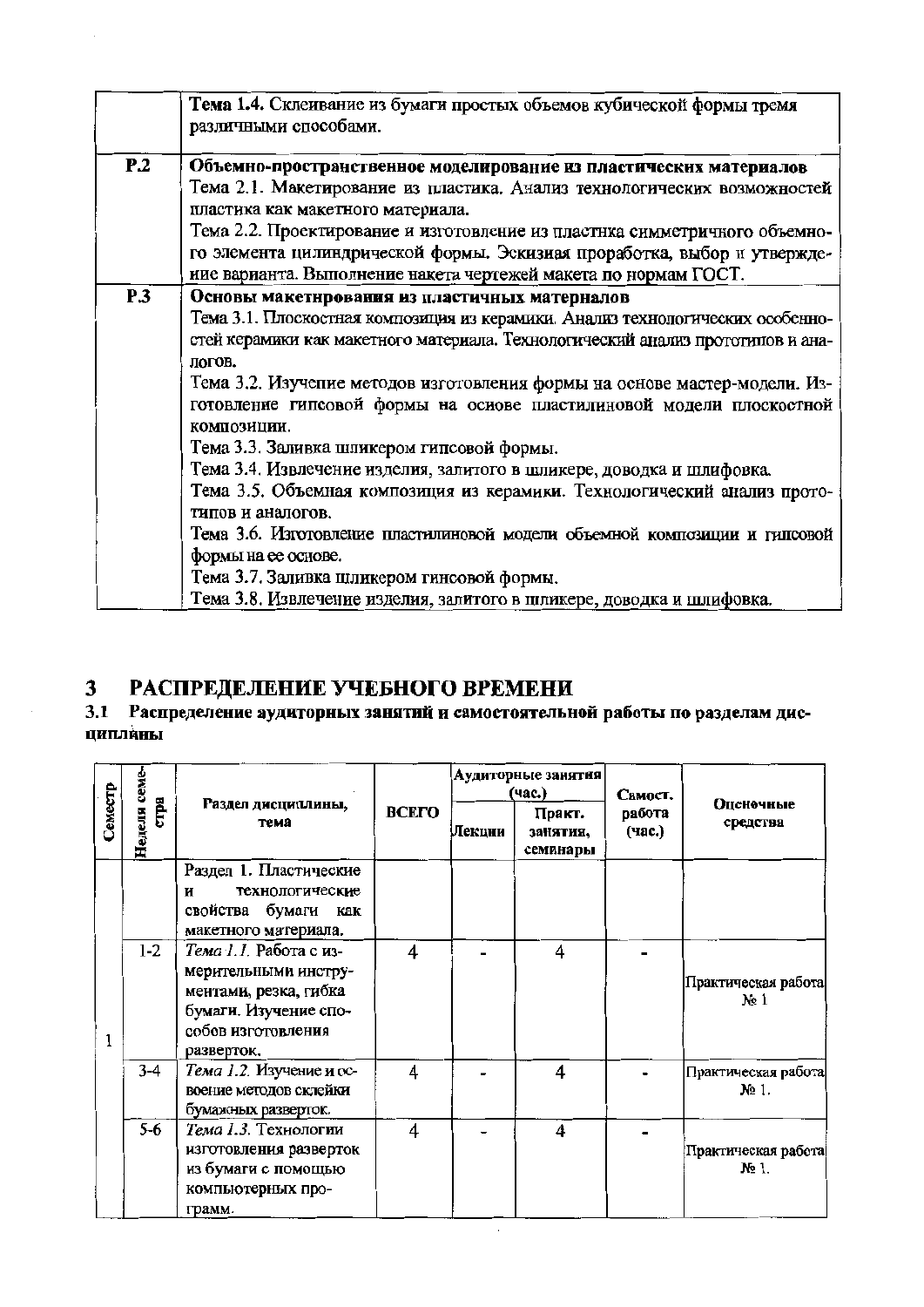| | |
|---|---|
| | **Тема 1.4.** Склеивание из бумаги простых объемов кубической формы тремя различными способами. |
| **Р.2** | **Объемно-пространственное моделирование из пластических материалов**<br>Тема 2.1. Макетирование из пластика. Анализ технологических возможностей пластика как макетного материала.<br>Тема 2.2. Проектирование и изготовление из пластика симметричного объемного элемента цилиндрической формы. Эскизная проработка, выбор и утверждение варианта. Выполнение пакета чертежей макета по нормам ГОСТ. |
| **Р.3** | **Основы макетирования из пластичных материалов**<br>Тема 3.1. Плоскостная композиция из керамики. Анализ технологических особенностей керамики как макетного материала. Технологический анализ прототипов и аналогов.<br>Тема 3.2. Изучение методов изготовления формы на основе мастер-модели. Изготовление гипсовой формы на основе пластилиновой модели плоскостной композиции.<br>Тема 3.3. Заливка шликером гипсовой формы.<br>Тема 3.4. Извлечение изделия, залитого в шликере, доводка и шлифовка.<br>Тема 3.5. Объемная композиция из керамики. Технологический анализ прототипов и аналогов.<br>Тема 3.6. Изготовление пластилиновой модели объемной композиции и гипсовой формы на ее основе.<br>Тема 3.7. Заливка шликером гипсовой формы.<br>Тема 3.8. Извлечение изделия, залитого в шликере, доводка и шлифовка. |

# 3 РАСПРЕДЕЛЕНИЕ УЧЕБНОГО ВРЕМЕНИ

## 3.1 Распределение аудиторных занятий и самостоятельной работы по разделам дисциплины

| Семестр | Неделя семестра | Раздел дисциплины, тема | ВСЕГО | Аудиторные занятия (час.) | | Самост. работа (час.) | Оценочные средства |
|---|---|---|---|---|---|---|---|
| | | | | Лекции | Практ. занятия, семинары | | |
| 1 | | Раздел 1. Пластические и технологические свойства бумаги как макетного материала. | | | | | |
| | 1-2 | *Тема 1.1.* Работа с измерительными инструментами, резка, гибка бумаги. Изучение способов изготовления разверток. | 4 | - | 4 | - | Практическая работа № 1 |
| | 3-4 | *Тема 1.2.* Изучение и освоение методов склейки бумажных разверток. | 4 | - | 4 | - | Практическая работа № 1. |
| | 5-6 | *Тема 1.3.* Технологии изготовления разверток из бумаги с помощью компьютерных программ. | 4 | - | 4 | - | Практическая работа № 1. |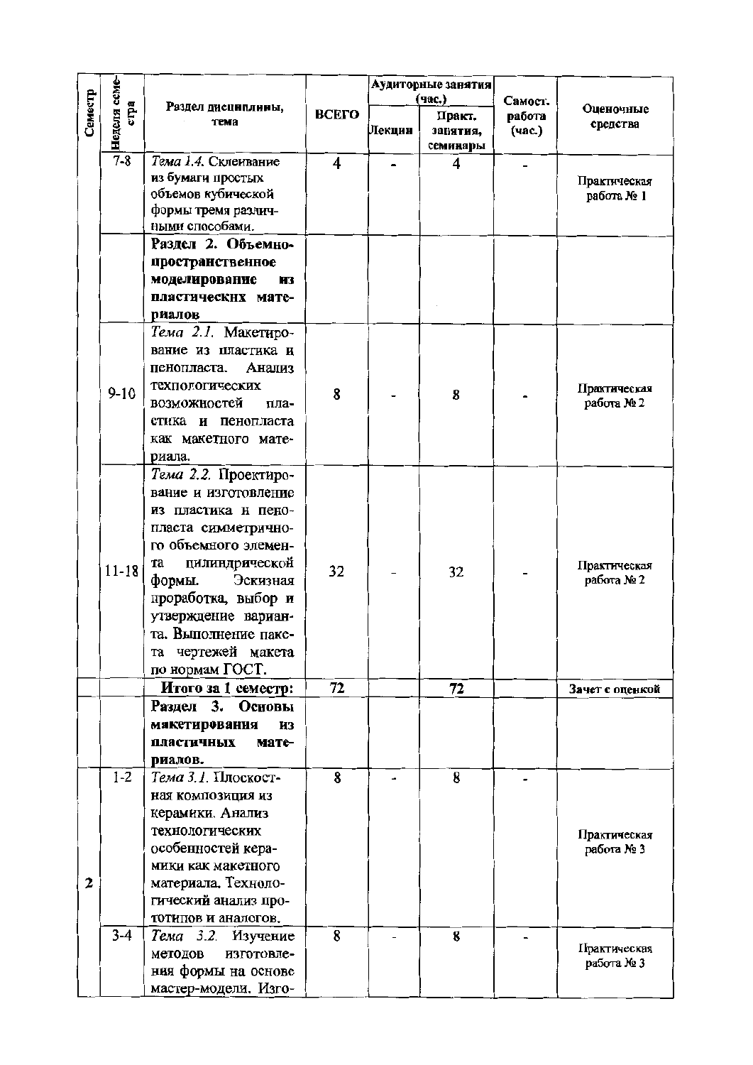| Семестр | Неделя семестра | Раздел дисциплины, тема | ВСЕГО | Аудиторные занятия (час.) | | Самост. работа (час.) | Оценочные средства |
|---|---|---|---|---|---|---|---|
| | | | | Лекции | Практ. занятия, семинары | | |
| | 7-8 | *Тема 1.4.* Склеивание из бумаги простых объемов кубической формы тремя различными способами. | 4 | - | 4 | - | Практическая работа № 1 |
| | | **Раздел 2. Объемно-пространственное моделирование из пластических материалов** | | | | | |
| | 9-10 | *Тема 2.1.* Макетирование из пластика и пенопласта. Анализ технологических возможностей пластика и пенопласта как макетного материала. | 8 | - | 8 | - | Практическая работа № 2 |
| | 11-18 | *Тема 2.2.* Проектирование и изготовление из пластика и пенопласта симметричного объемного элемента цилиндрической формы. Эскизная проработка, выбор и утверждение варианта. Выполнение пакета чертежей макета по нормам ГОСТ. | 32 | - | 32 | - | Практическая работа № 2 |
| | | **Итого за 1 семестр:** | 72 | | 72 | | **Зачет с оценкой** |
| | | **Раздел 3. Основы макетирования из пластичных материалов.** | | | | | |
| 2 | 1-2 | *Тема 3.1.* Плоскостная композиция из керамики. Анализ технологических особенностей керамики как макетного материала. Технологический анализ прототипов и аналогов. | 8 | - | 8 | - | Практическая работа № 3 |
| | 3-4 | *Тема 3.2.* Изучение методов изготовления формы на основе мастер-модели. Изго- | 8 | - | 8 | - | Практическая работа № 3 |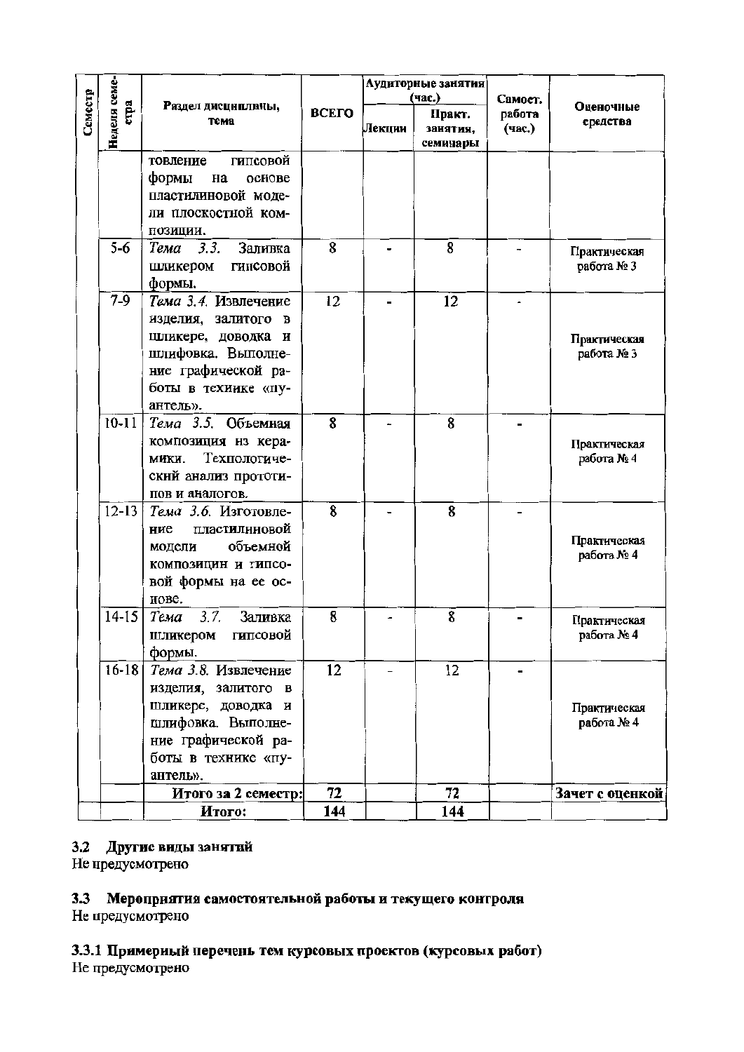| Семестр | Неделя семестра | Раздел дисциплины, тема | ВСЕГО | Аудиторные занятия (час.) | | Самост. работа (час.) | Оценочные средства |
|---|---|---|---|---|---|---|---|
| | | | | Лекции | Практ. занятия, семинары | | |
| | | товление гипсовой формы на основе пластилиновой модели плоскостной композиции. | | | | | |
| | 5-6 | *Тема 3.3.* Заливка шликером гипсовой формы. | 8 | - | 8 | - | Практическая работа № 3 |
| | 7-9 | *Тема 3.4.* Извлечение изделия, залитого в шликере, доводка и шлифовка. Выполнение графической работы в технике «пуантель». | 12 | - | 12 | - | Практическая работа № 3 |
| | 10-11 | *Тема 3.5.* Объемная композиция из керамики. Технологический анализ прототипов и аналогов. | 8 | - | 8 | - | Практическая работа № 4 |
| | 12-13 | *Тема 3.6.* Изготовление пластилиновой модели объемной композиции и гипсовой формы на ее основе. | 8 | - | 8 | - | Практическая работа № 4 |
| | 14-15 | *Тема 3.7.* Заливка шликером гипсовой формы. | 8 | - | 8 | - | Практическая работа № 4 |
| | 16-18 | *Тема 3.8.* Извлечение изделия, залитого в шликере, доводка и шлифовка. Выполнение графической работы в технике «пуантель». | 12 | - | 12 | - | Практическая работа № 4 |
| | | **Итого за 2 семестр:** | **72** | | **72** | | **Зачет с оценкой** |
| | | **Итого:** | **144** | | **144** | | |

### 3.2 Другие виды занятий

Не предусмотрено

### 3.3 Мероприятия самостоятельной работы и текущего контроля

Не предусмотрено

### 3.3.1 Примерный перечень тем курсовых проектов (курсовых работ)

Не предусмотрено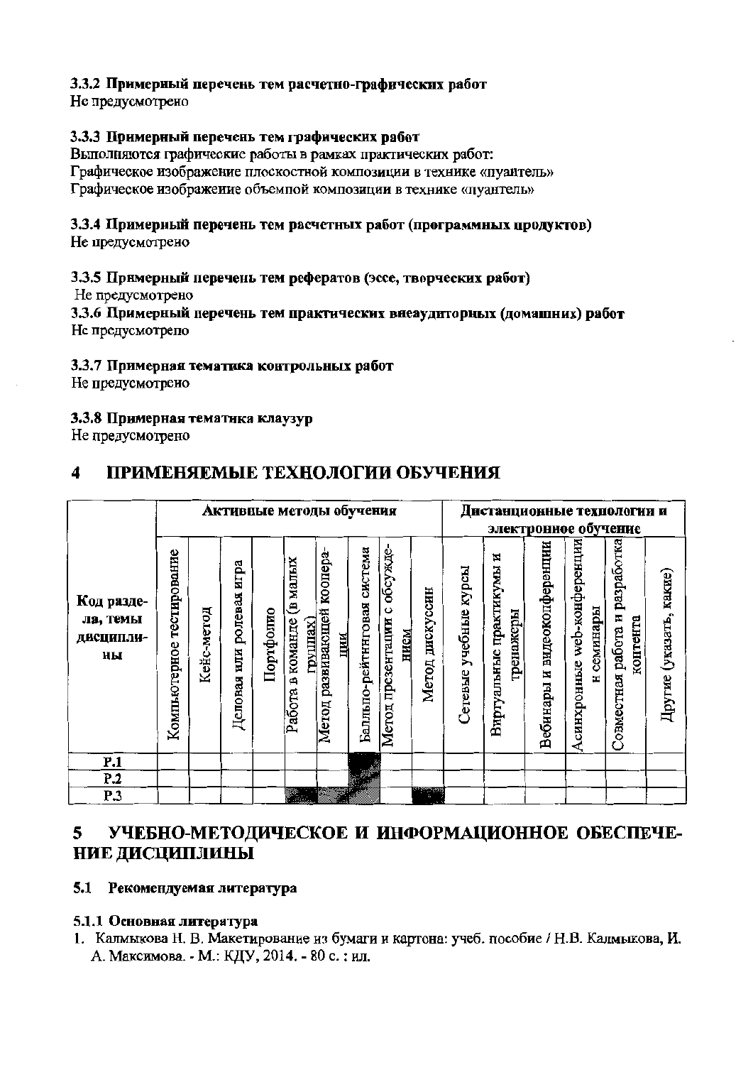### 3.3.2 Примерный перечень тем расчетно-графических работ

Не предусмотрено

### 3.3.3 Примерный перечень тем графических работ

Выполняются графические работы в рамках практических работ:

Графическое изображение плоскостной композиции в технике «пуантель»

Графическое изображение объемной композиции в технике «пуантель»

### 3.3.4 Примерный перечень тем расчетных работ (программных продуктов)

Не предусмотрено

### 3.3.5 Примерный перечень тем рефератов (эссе, творческих работ)

Не предусмотрено

### 3.3.6 Примерный перечень тем практических внеаудиторных (домашних) работ

Не предусмотрено

### 3.3.7 Примерная тематика контрольных работ

Не предусмотрено

### 3.3.8 Примерная тематика клаузур

Не предусмотрено

## 4 ПРИМЕНЯЕМЫЕ ТЕХНОЛОГИИ ОБУЧЕНИЯ

| Код раздела, темы дисциплины | Активные методы обучения | | | | | | | | | Дистанционные технологии и электронное обучение | | | | | |
|---|---|---|---|---|---|---|---|---|---|---|---|---|---|---|---|
| | Компьютерное тестирование | Кейс-метод | Деловая или ролевая игра | Портфолио | Работа в команде (в малых группах) | Метод развивающей кооперации | Балльно-рейтинговая система | Метод презентации с обсуждением | Метод дискуссии | Сетевые учебные курсы | Виртуальные практикумы и тренажеры | Вебинары и видеоконференции | Асинхронные web-конференции и семинары | Совместная работа и разработка контента | Другие (указать, какие) |
| Р.1 | | | | | | | X | | | | | | | | |
| Р.2 | | | | | | | X | | | | | | | | |
| Р.3 | | | | | X | X | X | | X | | | | | | |

## 5 УЧЕБНО-МЕТОДИЧЕСКОЕ И ИНФОРМАЦИОННОЕ ОБЕСПЕЧЕНИЕ ДИСЦИПЛИНЫ

### 5.1 Рекомендуемая литература

#### 5.1.1 Основная литература

1. Калмыкова Н. В. Макетирование из бумаги и картона: учеб. пособие / Н.В. Калмыкова, И. А. Максимова. - М.: КДУ, 2014. - 80 с. : ил.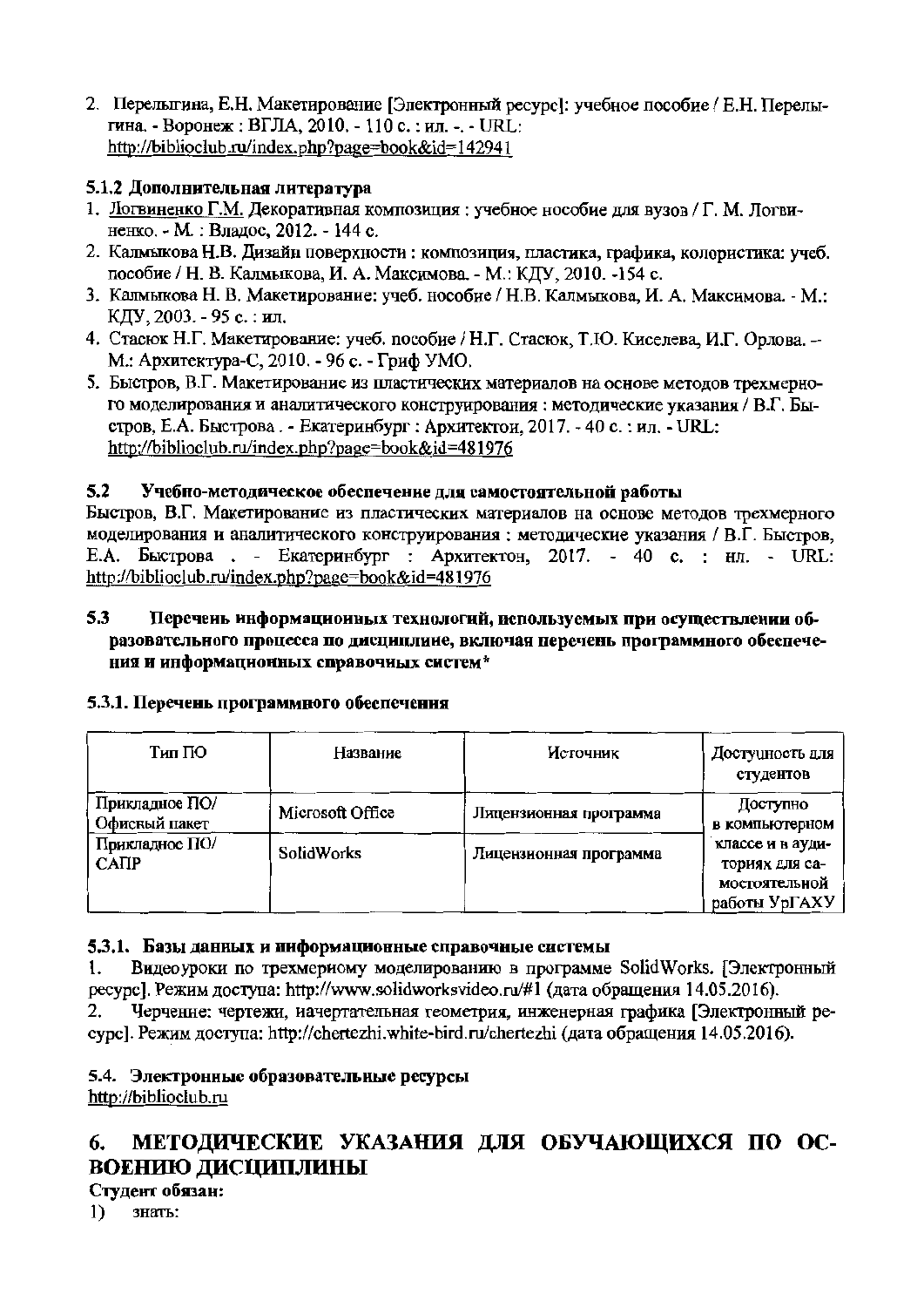2. Перелыгина, Е.Н. Макетирование [Электронный ресурс]: учебное пособие / Е.Н. Перелыгина. - Воронеж : ВГЛА, 2010. - 110 с. : ил. -. - URL: http://biblioclub.ru/index.php?page=book&id=142941

### 5.1.2 Дополнительная литература

1. Логвиненко Г.М. Декоративная композиция : учебное пособие для вузов / Г. М. Логвиненко. - М. : Владос, 2012. - 144 с.
2. Калмыкова Н.В. Дизайн поверхности : композиция, пластика, графика, колористика: учеб. пособие / Н. В. Калмыкова, И. А. Максимова. - М.: КДУ, 2010. -154 с.
3. Калмыкова Н. В. Макетирование: учеб. пособие / Н.В. Калмыкова, И. А. Максимова. - М.: КДУ, 2003. - 95 с. : ил.
4. Стасюк Н.Г. Макетирование: учеб. пособие / Н.Г. Стасюк, Т.Ю. Киселева, И.Г. Орлова. – М.: Архитектура-С, 2010. - 96 с. - Гриф УМО.
5. Быстров, В.Г. Макетирование из пластических материалов на основе методов трехмерного моделирования и аналитического конструирования : методические указания / В.Г. Быстров, Е.А. Быстрова . - Екатеринбург : Архитектон, 2017. - 40 с. : ил. - URL: http://biblioclub.ru/index.php?page=book&id=481976

### 5.2 Учебно-методическое обеспечение для самостоятельной работы

Быстров, В.Г. Макетирование из пластических материалов на основе методов трехмерного моделирования и аналитического конструирования : методические указания / В.Г. Быстров, Е.А. Быстрова . - Екатеринбург : Архитектон, 2017. - 40 с. : ил. - URL: http://biblioclub.ru/index.php?page=book&id=481976

### 5.3 Перечень информационных технологий, используемых при осуществлении образовательного процесса по дисциплине, включая перечень программного обеспечения и информационных справочных систем*

#### 5.3.1. Перечень программного обеспечения

| Тип ПО | Название | Источник | Доступность для студентов |
|---|---|---|---|
| Прикладное ПО/ Офисный пакет | Microsoft Office | Лицензионная программа | Доступно в компьютерном классе и в аудиториях для самостоятельной работы УрГАХУ |
| Прикладное ПО/ САПР | SolidWorks | Лицензионная программа | |

#### 5.3.1. Базы данных и информационные справочные системы

1. Видеоуроки по трехмерному моделированию в программе SolidWorks. [Электронный ресурс]. Режим доступа: http://www.solidworksvideo.ru/#1 (дата обращения 14.05.2016).
2. Черчение: чертежи, начертательная геометрия, инженерная графика [Электронный ресурс]. Режим доступа: http://chertezhi.white-bird.ru/chertezhi (дата обращения 14.05.2016).

### 5.4. Электронные образовательные ресурсы

http://biblioclub.ru

## 6. МЕТОДИЧЕСКИЕ УКАЗАНИЯ ДЛЯ ОБУЧАЮЩИХСЯ ПО ОСВОЕНИЮ ДИСЦИПЛИНЫ

**Студент обязан:**

1) знать: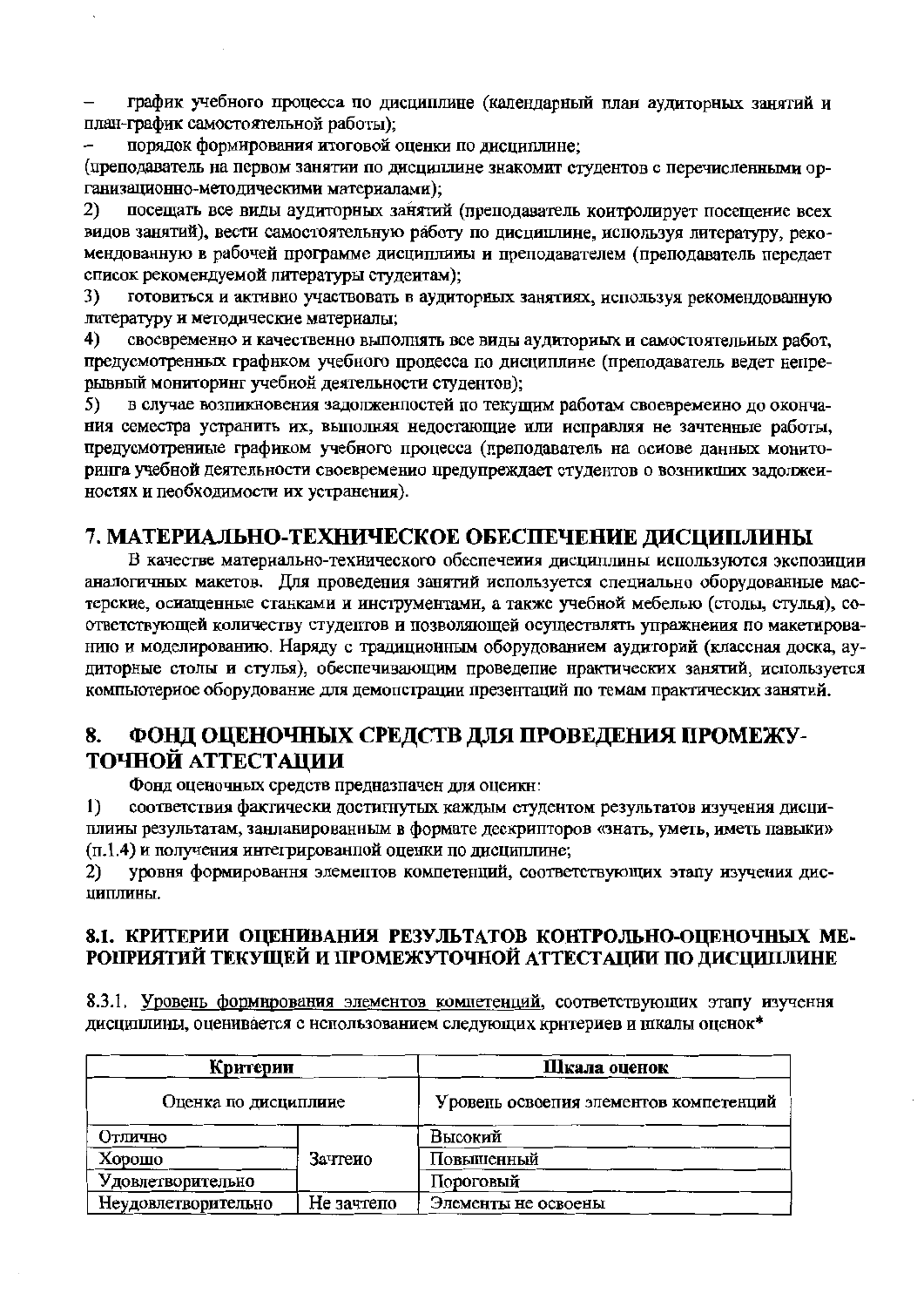– график учебного процесса по дисциплине (календарный план аудиторных занятий и план-график самостоятельной работы);

– порядок формирования итоговой оценки по дисциплине;

(преподаватель на первом занятии по дисциплине знакомит студентов с перечисленными организационно-методическими материалами);

2) посещать все виды аудиторных занятий (преподаватель контролирует посещение всех видов занятий), вести самостоятельную работу по дисциплине, используя литературу, рекомендованную в рабочей программе дисциплины и преподавателем (преподаватель передает список рекомендуемой литературы студентам);

3) готовиться и активно участвовать в аудиторных занятиях, используя рекомендованную литературу и методические материалы;

4) своевременно и качественно выполнять все виды аудиторных и самостоятельных работ, предусмотренных графиком учебного процесса по дисциплине (преподаватель ведет непрерывный мониторинг учебной деятельности студентов);

5) в случае возникновения задолженностей по текущим работам своевременно до окончания семестра устранить их, выполняя недостающие или исправляя не зачтенные работы, предусмотренные графиком учебного процесса (преподаватель на основе данных мониторинга учебной деятельности своевременно предупреждает студентов о возникших задолженностях и необходимости их устранения).

## 7. МАТЕРИАЛЬНО-ТЕХНИЧЕСКОЕ ОБЕСПЕЧЕНИЕ ДИСЦИПЛИНЫ

В качестве материально-технического обеспечения дисциплины используются экспозиции аналогичных макетов. Для проведения занятий используется специально оборудованные мастерские, оснащенные станками и инструментами, а также учебной мебелью (столы, стулья), соответствующей количеству студентов и позволяющей осуществлять упражнения по макетированию и моделированию. Наряду с традиционным оборудованием аудиторий (классная доска, аудиторные столы и стулья), обеспечивающим проведение практических занятий, используется компьютерное оборудование для демонстрации презентаций по темам практических занятий.

## 8. ФОНД ОЦЕНОЧНЫХ СРЕДСТВ ДЛЯ ПРОВЕДЕНИЯ ПРОМЕЖУТОЧНОЙ АТТЕСТАЦИИ

Фонд оценочных средств предназначен для оценки:

1) соответствия фактически достигнутых каждым студентом результатов изучения дисциплины результатам, запланированным в формате дескрипторов «знать, уметь, иметь навыки» (п.1.4) и получения интегрированной оценки по дисциплине;

2) уровня формирования элементов компетенций, соответствующих этапу изучения дисциплины.

### 8.1. КРИТЕРИИ ОЦЕНИВАНИЯ РЕЗУЛЬТАТОВ КОНТРОЛЬНО-ОЦЕНОЧНЫХ МЕРОПРИЯТИЙ ТЕКУЩЕЙ И ПРОМЕЖУТОЧНОЙ АТТЕСТАЦИИ ПО ДИСЦИПЛИНЕ

8.3.1. Уровень формирования элементов компетенций, соответствующих этапу изучения дисциплины, оценивается с использованием следующих критериев и шкалы оценок*

| Критерии | | Шкала оценок |
|---|---|---|
| Оценка по дисциплине | | Уровень освоения элементов компетенций |
| Отлично | Зачтено | Высокий |
| Хорошо | | Повышенный |
| Удовлетворительно | | Пороговый |
| Неудовлетворительно | Не зачтено | Элементы не освоены |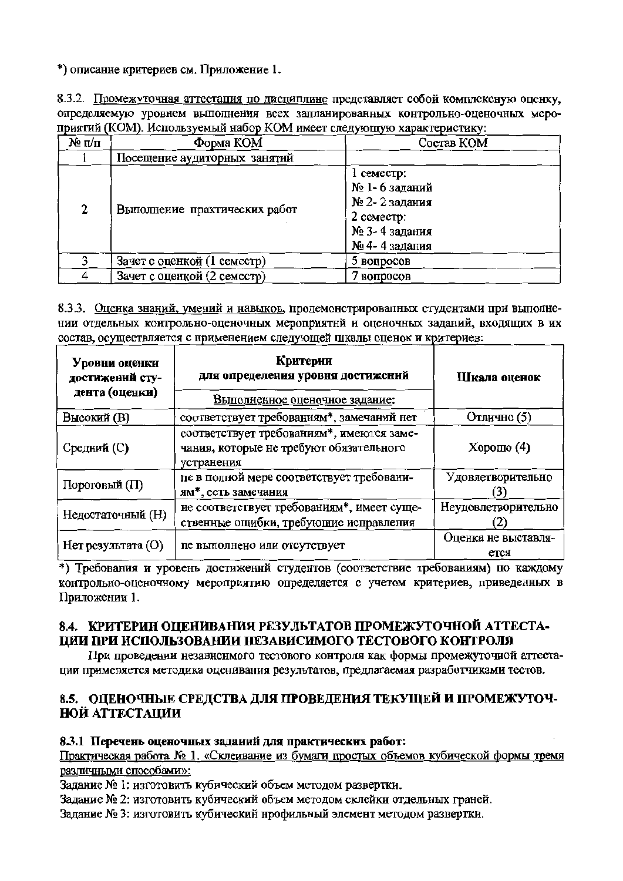*) описание критериев см. Приложение 1.

8.3.2. Промежуточная аттестация по дисциплине представляет собой комплексную оценку, определяемую уровнем выполнения всех запланированных контрольно-оценочных мероприятий (КОМ). Используемый набор КОМ имеет следующую характеристику:

| № п/п | Форма КОМ | Состав КОМ |
|---|---|---|
| 1 | Посещение аудиторных занятий | |
| 2 | Выполнение практических работ | 1 семестр:<br>№ 1- 6 заданий<br>№ 2- 2 задания<br>2 семестр:<br>№ 3- 4 задания<br>№ 4- 4 задания |
| 3 | Зачет с оценкой (1 семестр) | 5 вопросов |
| 4 | Зачет с оценкой (2 семестр) | 7 вопросов |

8.3.3. Оценка знаний, умений и навыков, продемонстрированных студентами при выполнении отдельных контрольно-оценочных мероприятий и оценочных заданий, входящих в их состав, осуществляется с применением следующей шкалы оценок и критериев:

| Уровни оценки достижений студента (оценки) | Критерии для определения уровня достижений<br>Выполненное оценочное задание: | Шкала оценок |
|---|---|---|
| Высокий (В) | соответствует требованиям*, замечаний нет | Отлично (5) |
| Средний (С) | соответствует требованиям*, имеются замечания, которые не требуют обязательного устранения | Хорошо (4) |
| Пороговый (П) | не в полной мере соответствует требованиям*, есть замечания | Удовлетворительно (3) |
| Недостаточный (Н) | не соответствует требованиям*, имеет существенные ошибки, требующие исправления | Неудовлетворительно (2) |
| Нет результата (О) | не выполнено или отсутствует | Оценка не выставляется |

*) Требования и уровень достижений студентов (соответствие требованиям) по каждому контрольно-оценочному мероприятию определяется с учетом критериев, приведенных в Приложении 1.

## 8.4. КРИТЕРИИ ОЦЕНИВАНИЯ РЕЗУЛЬТАТОВ ПРОМЕЖУТОЧНОЙ АТТЕСТАЦИИ ПРИ ИСПОЛЬЗОВАНИИ НЕЗАВИСИМОГО ТЕСТОВОГО КОНТРОЛЯ

При проведении независимого тестового контроля как формы промежуточной аттестации применяется методика оценивания результатов, предлагаемая разработчиками тестов.

## 8.5. ОЦЕНОЧНЫЕ СРЕДСТВА ДЛЯ ПРОВЕДЕНИЯ ТЕКУЩЕЙ И ПРОМЕЖУТОЧНОЙ АТТЕСТАЦИИ

**8.3.1 Перечень оценочных заданий для практических работ:**

Практическая работа № 1. «Склеивание из бумаги простых объемов кубической формы тремя различными способами»:

Задание № 1: изготовить кубический объем методом развертки.

Задание № 2: изготовить кубический объем методом склейки отдельных граней.

Задание № 3: изготовить кубический профильный элемент методом развертки.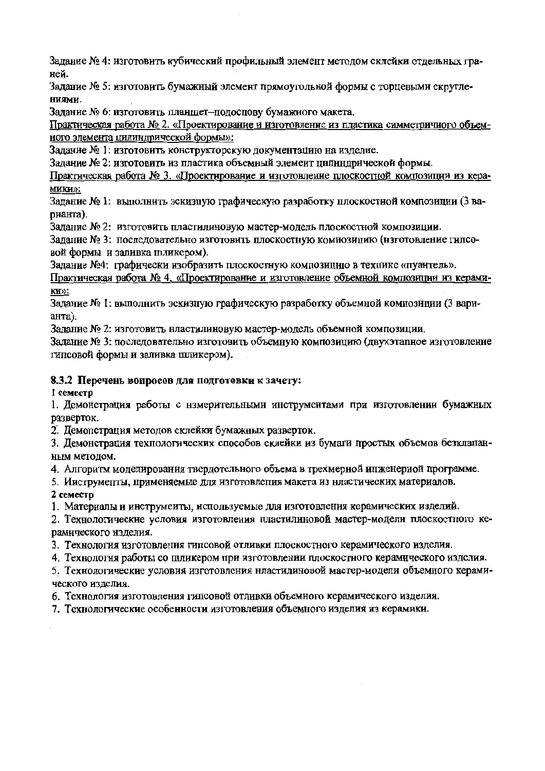Задание № 4: изготовить кубический профильный элемент методом склейки отдельных граней.

Задание № 5: изготовить бумажный элемент прямоугольной формы с торцевыми скруглениями.

Задание № 6: изготовить планшет–подоснову бумажного макета.

Практическая работа № 2. «Проектирование и изготовление из пластика симметричного объемного элемента цилиндрической формы»:

Задание № 1: изготовить конструкторскую документацию на изделие.

Задание № 2: изготовить из пластика объемный элемент цилиндрической формы.

Практическая работа № 3. «Проектирование и изготовление плоскостной композиции из керамики»:

Задание № 1: выполнить эскизную графическую разработку плоскостной композиции (3 варианта).

Задание № 2: изготовить пластилиновую мастер-модель плоскостной композиции.

Задание № 3: последовательно изготовить плоскостную композицию (изготовление гипсовой формы и заливка шликером).

Задание №4: графически изобразить плоскостную композицию в технике «пуантель».

Практическая работа № 4. «Проектирование и изготовление объемной композиции из керамики»:

Задание № 1: выполнить эскизную графическую разработку объемной композиции (3 варианта).

Задание № 2: изготовить пластилиновую мастер-модель объемной композиции.

Задание № 3: последовательно изготовить объемную композицию (двухэтапное изготовление гипсовой формы и заливка шликером).

### 8.3.2 Перечень вопросов для подготовки к зачету:

**1 семестр**

1. Демонстрация работы с измерительными инструментами при изготовлении бумажных разверток.
2. Демонстрация методов склейки бумажных разверток.
3. Демонстрация технологических способов склейки из бумаги простых объемов безклапанным методом.
4. Алгоритм моделирования твердотельного объема в трехмерной инженерной программе.
5. Инструменты, применяемые для изготовления макета из пластических материалов.

**2 семестр**

1. Материалы и инструменты, используемые для изготовления керамических изделий.
2. Технологические условия изготовления пластилиновой мастер-модели плоскостного керамического изделия.
3. Технология изготовления гипсовой отливки плоскостного керамического изделия.
4. Технология работы со шликером при изготовлении плоскостного керамического изделия.
5. Технологические условия изготовления пластилиновой мастер-модели объемного керамического изделия.
6. Технология изготовления гипсовой отливки объемного керамического изделия.
7. Технологические особенности изготовления объемного изделия из керамики.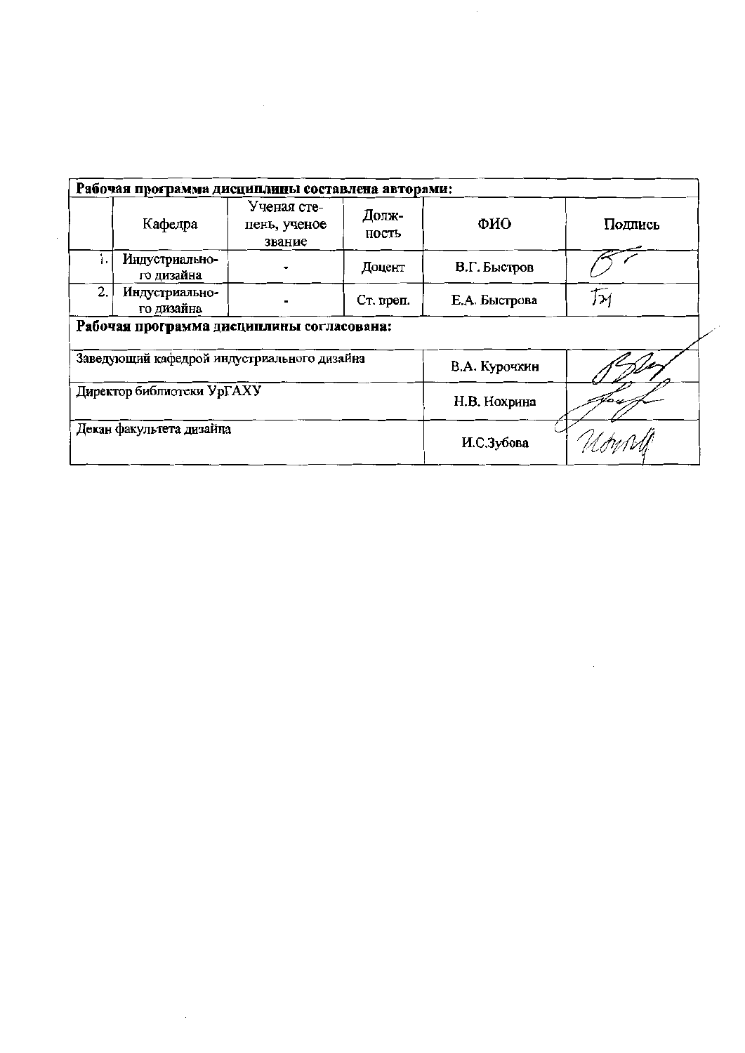**Рабочая программа дисциплины составлена авторами:**

| | Кафедра | Ученая степень, ученое звание | Должность | ФИО | Подпись |
|---|---|---|---|---|---|
| 1. | Индустриального дизайна | - | Доцент | В.Г. Быстров | |
| 2. | Индустриального дизайна | - | Ст. преп. | Е.А. Быстрова | |

**Рабочая программа дисциплины согласована:**

| | | |
|---|---|---|
| Заведующий кафедрой индустриального дизайна | В.А. Курочкин | |
| Директор библиотеки УрГАХУ | Н.В. Нохрина | |
| Декан факультета дизайна | И.С.Зубова | |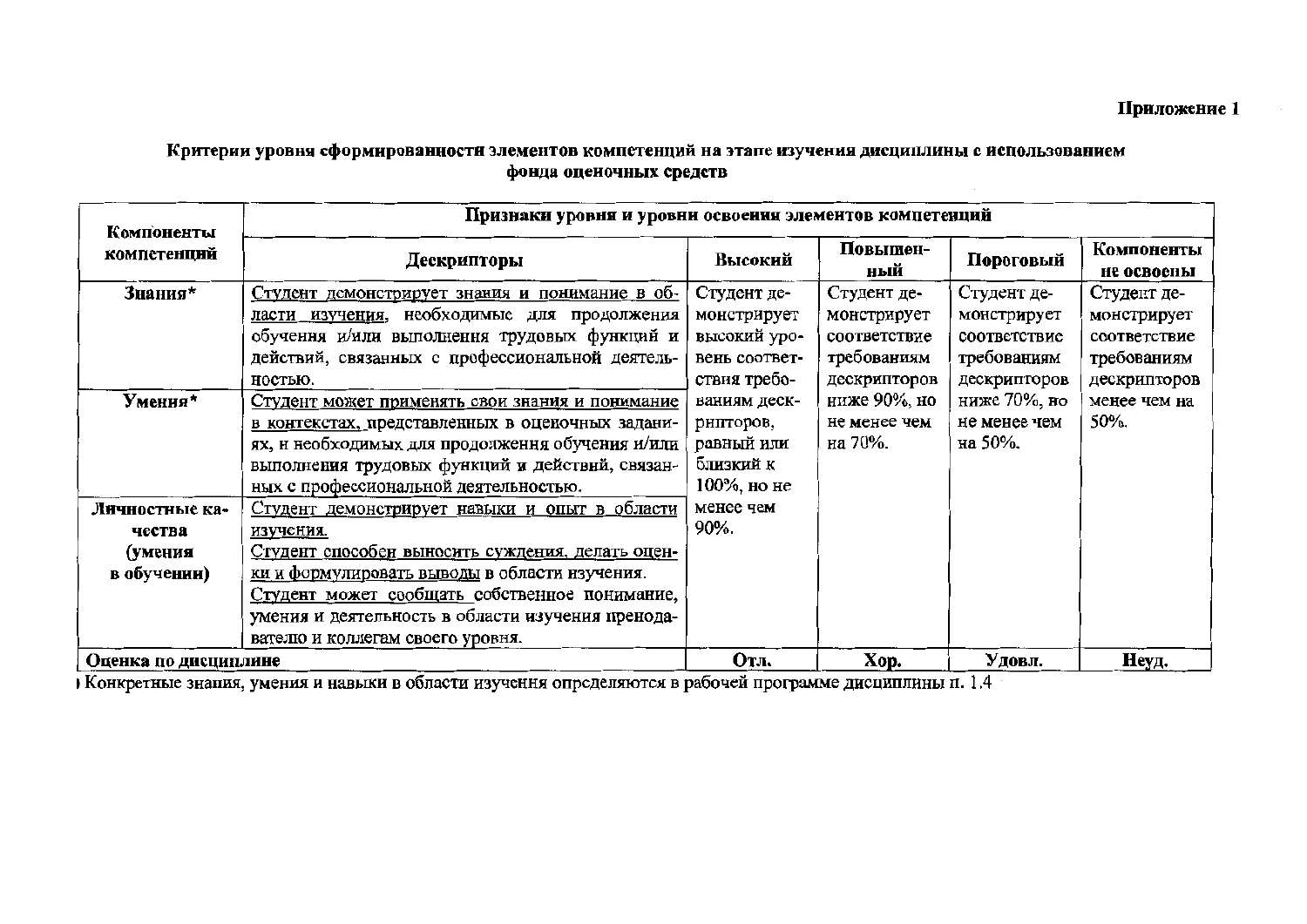**Приложение 1**

**Критерии уровня сформированности элементов компетенций на этапе изучения дисциплины с использованием фонда оценочных средств**

| Компоненты компетенций | Признаки уровня и уровни освоения элементов компетенций | | | | |
|---|---|---|---|---|---|
| | **Дескрипторы** | **Высокий** | **Повышенный** | **Пороговый** | **Компоненты не освоены** |
| **Знания*** | Студент демонстрирует знания и понимание в области изучения, необходимые для продолжения обучения и/или выполнения трудовых функций и действий, связанных с профессиональной деятельностью. | Студент демонстрирует высокий уровень соответствия требованиям дескрипторов, равный или близкий к 100%, но не менее чем 90%. | Студент демонстрирует соответствие требованиям дескрипторов ниже 90%, но не менее чем на 70%. | Студент демонстрирует соответствие требованиям дескрипторов ниже 70%, но не менее чем на 50%. | Студент демонстрирует соответствие требованиям дескрипторов менее чем на 50%. |
| **Умения*** | Студент может применять свои знания и понимание в контекстах, представленных в оценочных заданиях, и необходимых для продолжения обучения и/или выполнения трудовых функций и действий, связанных с профессиональной деятельностью. | | | | |
| **Личностные качества (умения в обучении)** | Студент демонстрирует навыки и опыт в области изучения. Студент способен выносить суждения, делать оценки и формулировать выводы в области изучения. Студент может сообщать собственное понимание, умения и деятельность в области изучения преподавателю и коллегам своего уровня. | | | | |
| **Оценка по дисциплине** | | **Отл.** | **Хор.** | **Удовл.** | **Неуд.** |

* Конкретные знания, умения и навыки в области изучения определяются в рабочей программе дисциплины п. 1.4